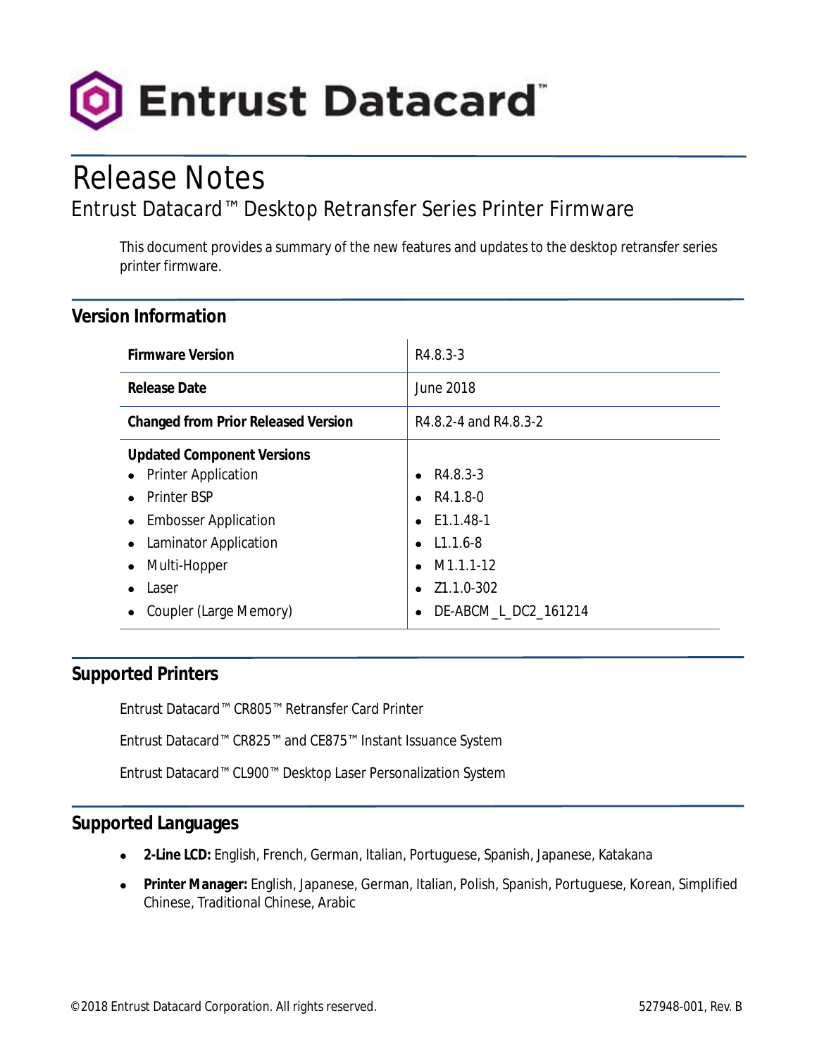Entrust Datacard™

# Release Notes

## Entrust Datacard™ Desktop Retransfer Series Printer Firmware

This document provides a summary of the new features and updates to the desktop retransfer series printer firmware.

## Version Information

| | |
|---|---|
| **Firmware Version** | R4.8.3-3 |
| **Release Date** | June 2018 |
| **Changed from Prior Released Version** | R4.8.2-4 and R4.8.3-2 |
| **Updated Component Versions**<br>• Printer Application<br>• Printer BSP<br>• Embosser Application<br>• Laminator Application<br>• Multi-Hopper<br>• Laser<br>• Coupler (Large Memory) | <br>• R4.8.3-3<br>• R4.1.8-0<br>• E1.1.48-1<br>• L1.1.6-8<br>• M1.1.1-12<br>• Z1.1.0-302<br>• DE-ABCM_L_DC2_161214 |

## Supported Printers

Entrust Datacard™ CR805™ Retransfer Card Printer

Entrust Datacard™ CR825™ and CE875™ Instant Issuance System

Entrust Datacard™ CL900™ Desktop Laser Personalization System

## Supported Languages

- **2-Line LCD:** English, French, German, Italian, Portuguese, Spanish, Japanese, Katakana
- **Printer Manager:** English, Japanese, German, Italian, Polish, Spanish, Portuguese, Korean, Simplified Chinese, Traditional Chinese, Arabic

©2018 Entrust Datacard Corporation. All rights reserved. 527948-001, Rev. B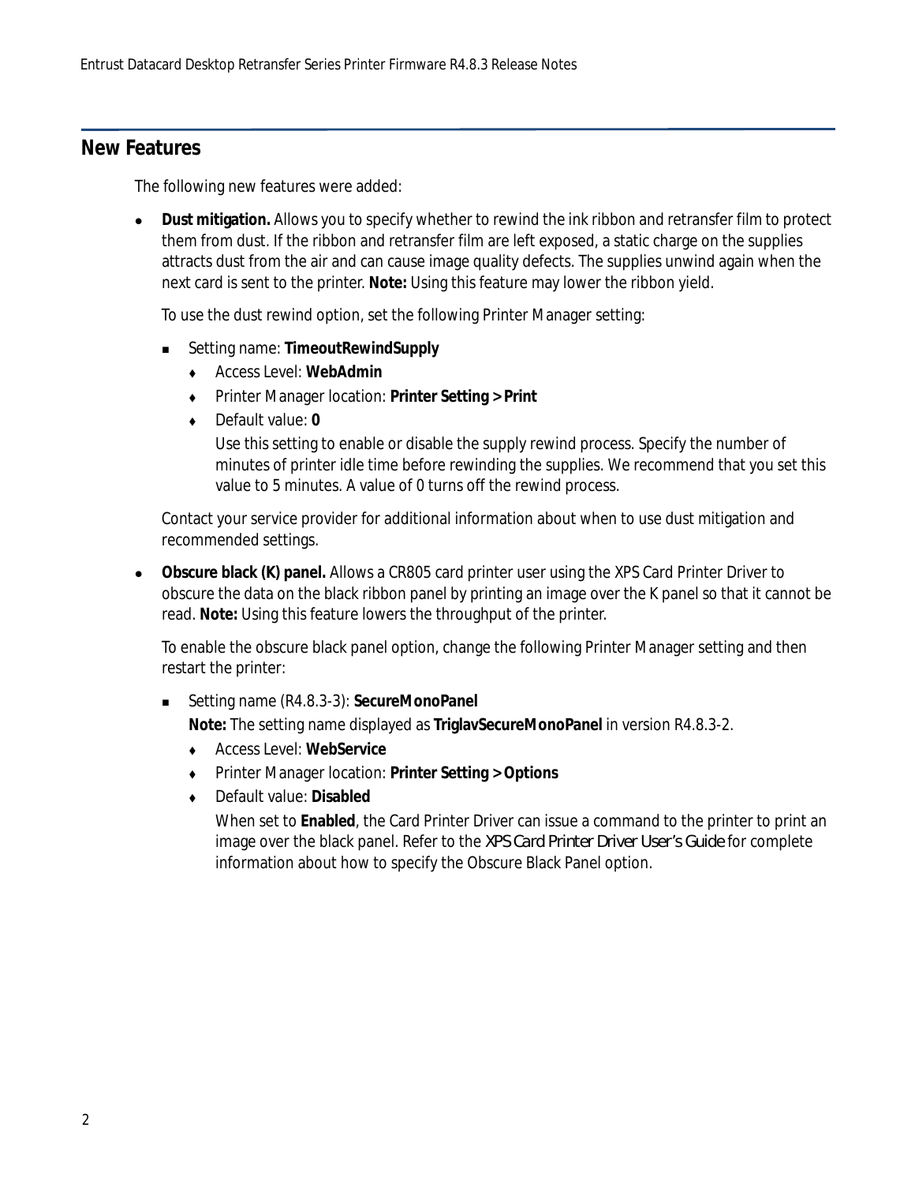## New Features

The following new features were added:

- **Dust mitigation.** Allows you to specify whether to rewind the ink ribbon and retransfer film to protect them from dust. If the ribbon and retransfer film are left exposed, a static charge on the supplies attracts dust from the air and can cause image quality defects. The supplies unwind again when the next card is sent to the printer. **Note:** Using this feature may lower the ribbon yield.

  To use the dust rewind option, set the following Printer Manager setting:

  - Setting name: **TimeoutRewindSupply**
    - Access Level: **WebAdmin**
    - Printer Manager location: **Printer Setting > Print**
    - Default value: **0**

      Use this setting to enable or disable the supply rewind process. Specify the number of minutes of printer idle time before rewinding the supplies. We recommend that you set this value to 5 minutes. A value of 0 turns off the rewind process.

  Contact your service provider for additional information about when to use dust mitigation and recommended settings.

- **Obscure black (K) panel.** Allows a CR805 card printer user using the XPS Card Printer Driver to obscure the data on the black ribbon panel by printing an image over the K panel so that it cannot be read. **Note:** Using this feature lowers the throughput of the printer.

  To enable the obscure black panel option, change the following Printer Manager setting and then restart the printer:

  - Setting name (R4.8.3-3): **SecureMonoPanel**

    **Note:** The setting name displayed as **TriglavSecureMonoPanel** in version R4.8.3-2.
    - Access Level: **WebService**
    - Printer Manager location: **Printer Setting > Options**
    - Default value: **Disabled**

      When set to **Enabled**, the Card Printer Driver can issue a command to the printer to print an image over the black panel. Refer to the *XPS Card Printer Driver User's Guide* for complete information about how to specify the Obscure Black Panel option.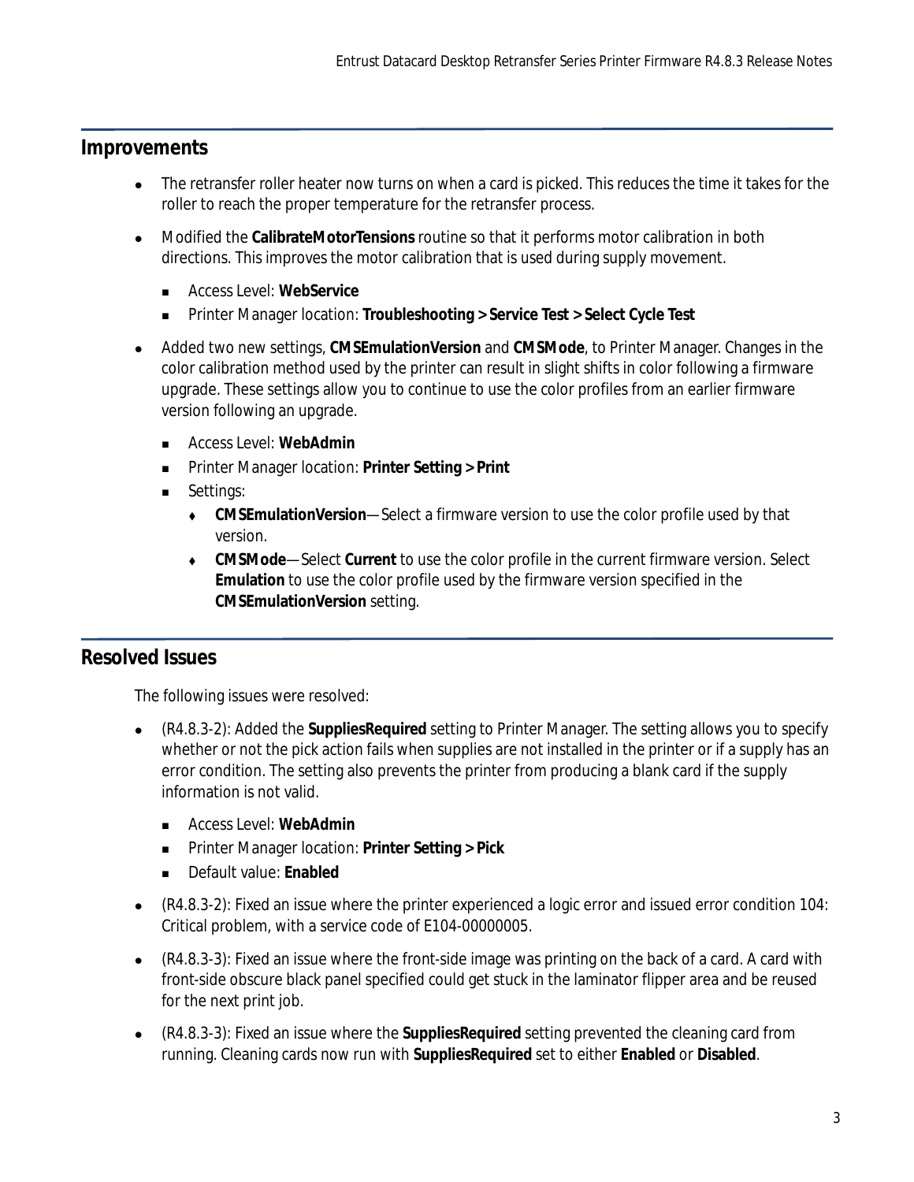## Improvements

- The retransfer roller heater now turns on when a card is picked. This reduces the time it takes for the roller to reach the proper temperature for the retransfer process.
- Modified the **CalibrateMotorTensions** routine so that it performs motor calibration in both directions. This improves the motor calibration that is used during supply movement.
  - Access Level: **WebService**
  - Printer Manager location: **Troubleshooting > Service Test > Select Cycle Test**
- Added two new settings, **CMSEmulationVersion** and **CMSMode**, to Printer Manager. Changes in the color calibration method used by the printer can result in slight shifts in color following a firmware upgrade. These settings allow you to continue to use the color profiles from an earlier firmware version following an upgrade.
  - Access Level: **WebAdmin**
  - Printer Manager location: **Printer Setting > Print**
  - Settings:
    - **CMSEmulationVersion**—Select a firmware version to use the color profile used by that version.
    - **CMSMode**—Select **Current** to use the color profile in the current firmware version. Select **Emulation** to use the color profile used by the firmware version specified in the **CMSEmulationVersion** setting.

## Resolved Issues

The following issues were resolved:

- (R4.8.3-2): Added the **SuppliesRequired** setting to Printer Manager. The setting allows you to specify whether or not the pick action fails when supplies are not installed in the printer or if a supply has an error condition. The setting also prevents the printer from producing a blank card if the supply information is not valid.
  - Access Level: **WebAdmin**
  - Printer Manager location: **Printer Setting > Pick**
  - Default value: **Enabled**
- (R4.8.3-2): Fixed an issue where the printer experienced a logic error and issued error condition 104: Critical problem, with a service code of E104-00000005.
- (R4.8.3-3): Fixed an issue where the front-side image was printing on the back of a card. A card with front-side obscure black panel specified could get stuck in the laminator flipper area and be reused for the next print job.
- (R4.8.3-3): Fixed an issue where the **SuppliesRequired** setting prevented the cleaning card from running. Cleaning cards now run with **SuppliesRequired** set to either **Enabled** or **Disabled**.